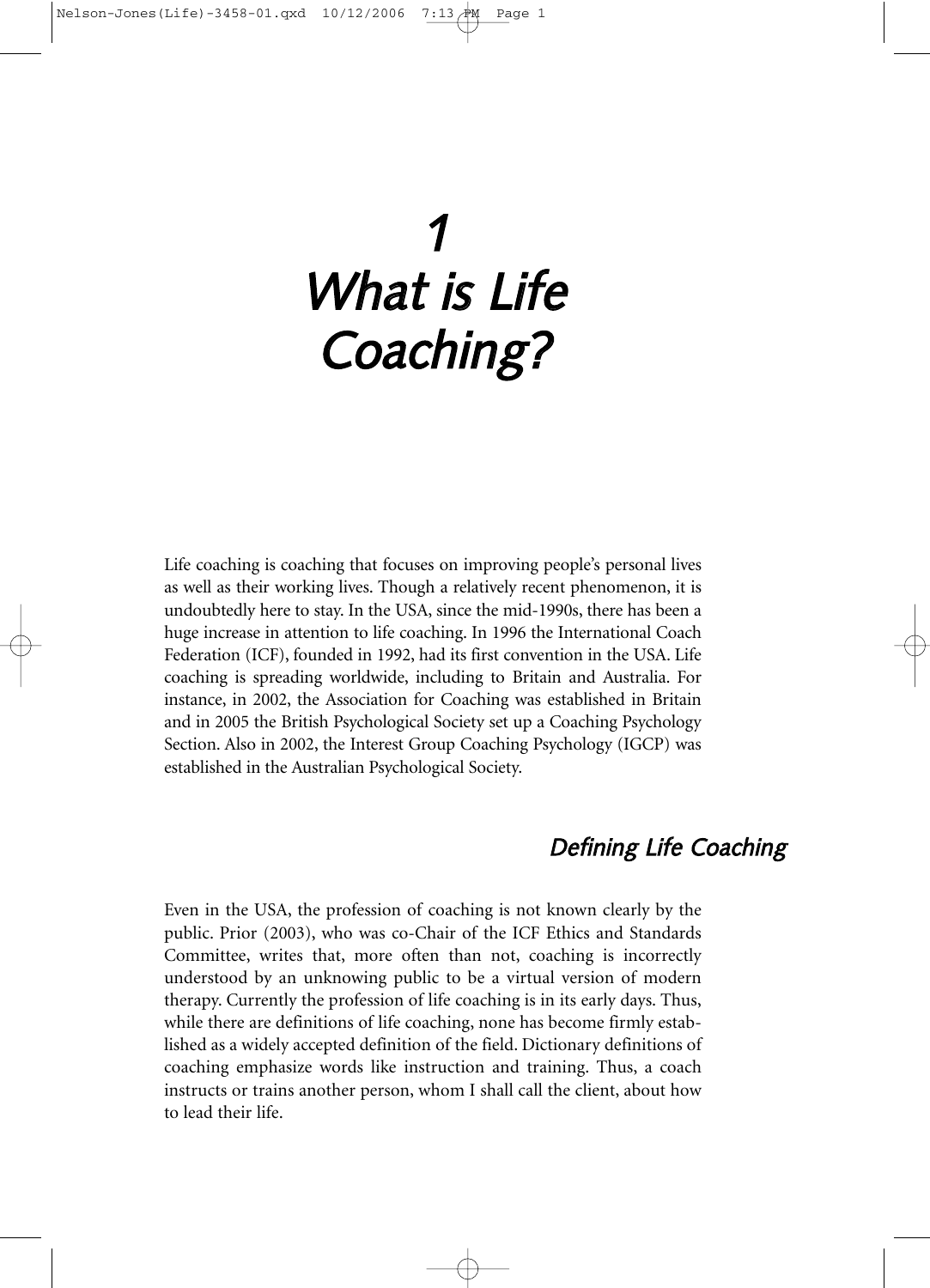# 1 What is Life Coaching?

Life coaching is coaching that focuses on improving people's personal lives as well as their working lives. Though a relatively recent phenomenon, it is undoubtedly here to stay. In the USA, since the mid-1990s, there has been a huge increase in attention to life coaching. In 1996 the International Coach Federation (ICF), founded in 1992, had its first convention in the USA. Life coaching is spreading worldwide, including to Britain and Australia. For instance, in 2002, the Association for Coaching was established in Britain and in 2005 the British Psychological Society set up a Coaching Psychology Section. Also in 2002, the Interest Group Coaching Psychology (IGCP) was established in the Australian Psychological Society.

## Defining Life Coaching

Even in the USA, the profession of coaching is not known clearly by the public. Prior (2003), who was co-Chair of the ICF Ethics and Standards Committee, writes that, more often than not, coaching is incorrectly understood by an unknowing public to be a virtual version of modern therapy. Currently the profession of life coaching is in its early days. Thus, while there are definitions of life coaching, none has become firmly established as a widely accepted definition of the field. Dictionary definitions of coaching emphasize words like instruction and training. Thus, a coach instructs or trains another person, whom I shall call the client, about how to lead their life.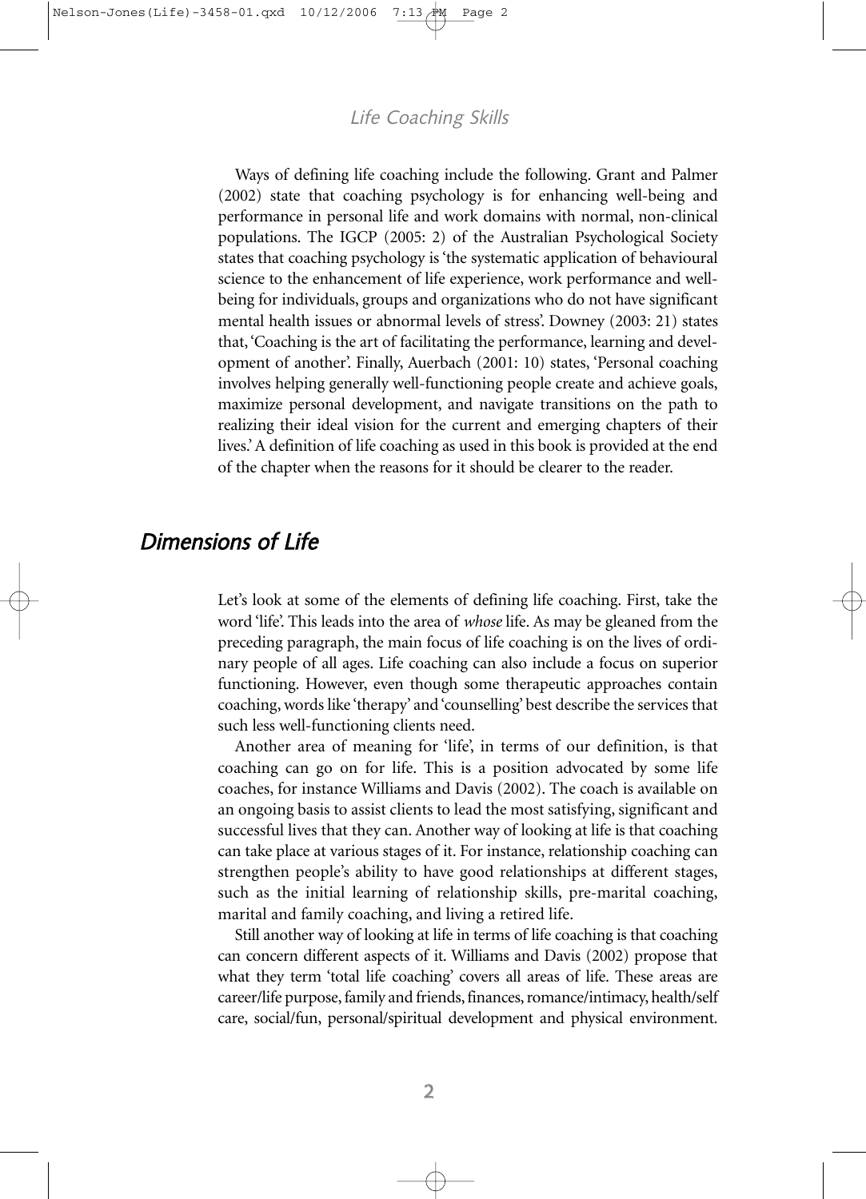Ways of defining life coaching include the following. Grant and Palmer (2002) state that coaching psychology is for enhancing well-being and performance in personal life and work domains with normal, non-clinical populations. The IGCP (2005: 2) of the Australian Psychological Society states that coaching psychology is 'the systematic application of behavioural science to the enhancement of life experience, work performance and well-being for individuals, groups and organizations who do not have significant mental health issues or abnormal levels of stress'. Downey (2003: 21) states that, 'Coaching is the art of facilitating the performance, learning and development of another'. Finally, Auerbach (2001: 10) states, 'Personal coaching involves helping generally well-functioning people create and achieve goals, maximize personal development, and navigate transitions on the path to realizing their ideal vision for the current and emerging chapters of their lives.' A definition of life coaching as used in this book is provided at the end of the chapter when the reasons for it should be clearer to the reader.

## Dimensions of Life

Let's look at some of the elements of defining life coaching. First, take the word 'life'. This leads into the area of *whose* life. As may be gleaned from the preceding paragraph, the main focus of life coaching is on the lives of ordinary people of all ages. Life coaching can also include a focus on superior functioning. However, even though some therapeutic approaches contain coaching, words like 'therapy' and 'counselling' best describe the services that such less well-functioning clients need.

Another area of meaning for 'life', in terms of our definition, is that coaching can go on for life. This is a position advocated by some life coaches, for instance Williams and Davis (2002). The coach is available on an ongoing basis to assist clients to lead the most satisfying, significant and successful lives that they can. Another way of looking at life is that coaching can take place at various stages of it. For instance, relationship coaching can strengthen people's ability to have good relationships at different stages, such as the initial learning of relationship skills, pre-marital coaching, marital and family coaching, and living a retired life.

Still another way of looking at life in terms of life coaching is that coaching can concern different aspects of it. Williams and Davis (2002) propose that what they term 'total life coaching' covers all areas of life. These areas are career/life purpose, family and friends, finances, romance/intimacy, health/self care, social/fun, personal/spiritual development and physical environment.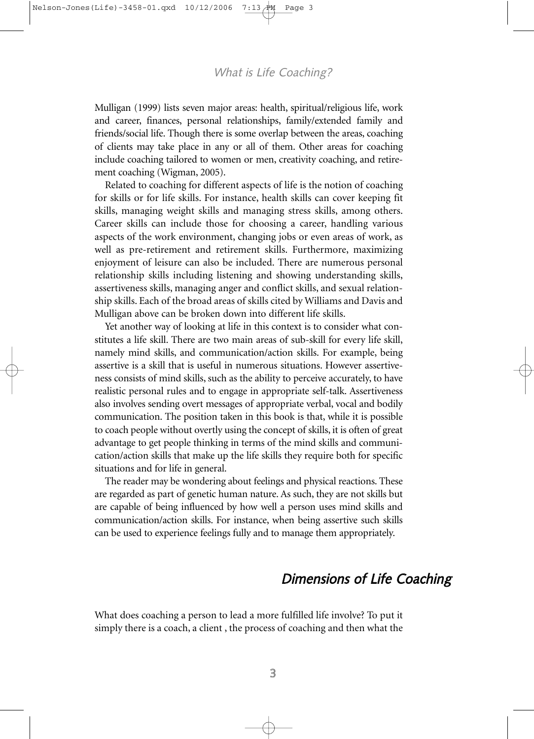Mulligan (1999) lists seven major areas: health, spiritual/religious life, work and career, finances, personal relationships, family/extended family and friends/social life. Though there is some overlap between the areas, coaching of clients may take place in any or all of them. Other areas for coaching include coaching tailored to women or men, creativity coaching, and retirement coaching (Wigman, 2005).

Related to coaching for different aspects of life is the notion of coaching for skills or for life skills. For instance, health skills can cover keeping fit skills, managing weight skills and managing stress skills, among others. Career skills can include those for choosing a career, handling various aspects of the work environment, changing jobs or even areas of work, as well as pre-retirement and retirement skills. Furthermore, maximizing enjoyment of leisure can also be included. There are numerous personal relationship skills including listening and showing understanding skills, assertiveness skills, managing anger and conflict skills, and sexual relationship skills. Each of the broad areas of skills cited by Williams and Davis and Mulligan above can be broken down into different life skills.

Yet another way of looking at life in this context is to consider what constitutes a life skill. There are two main areas of sub-skill for every life skill, namely mind skills, and communication/action skills. For example, being assertive is a skill that is useful in numerous situations. However assertiveness consists of mind skills, such as the ability to perceive accurately, to have realistic personal rules and to engage in appropriate self-talk. Assertiveness also involves sending overt messages of appropriate verbal, vocal and bodily communication. The position taken in this book is that, while it is possible to coach people without overtly using the concept of skills, it is often of great advantage to get people thinking in terms of the mind skills and communication/action skills that make up the life skills they require both for specific situations and for life in general.

The reader may be wondering about feelings and physical reactions. These are regarded as part of genetic human nature. As such, they are not skills but are capable of being influenced by how well a person uses mind skills and communication/action skills. For instance, when being assertive such skills can be used to experience feelings fully and to manage them appropriately.

## Dimensions of Life Coaching

What does coaching a person to lead a more fulfilled life involve? To put it simply there is a coach, a client , the process of coaching and then what the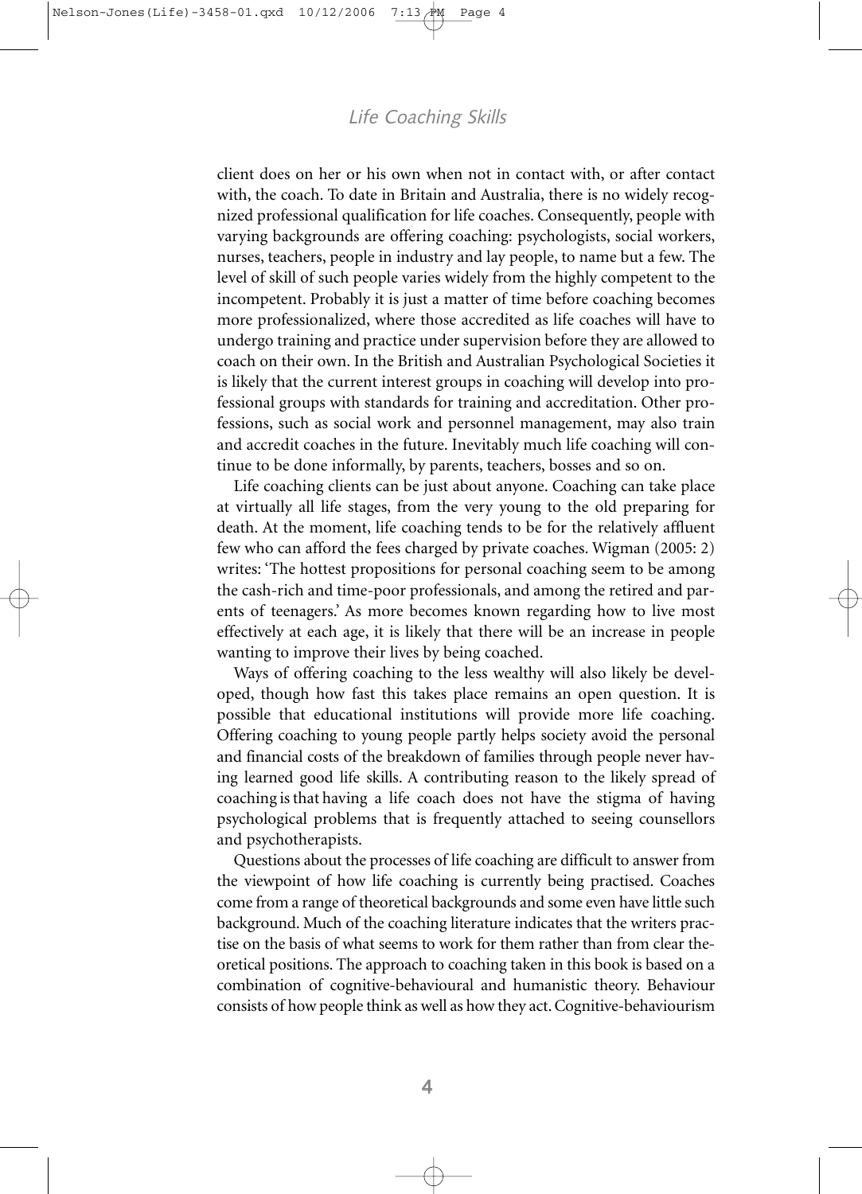client does on her or his own when not in contact with, or after contact with, the coach. To date in Britain and Australia, there is no widely recognized professional qualification for life coaches. Consequently, people with varying backgrounds are offering coaching: psychologists, social workers, nurses, teachers, people in industry and lay people, to name but a few. The level of skill of such people varies widely from the highly competent to the incompetent. Probably it is just a matter of time before coaching becomes more professionalized, where those accredited as life coaches will have to undergo training and practice under supervision before they are allowed to coach on their own. In the British and Australian Psychological Societies it is likely that the current interest groups in coaching will develop into professional groups with standards for training and accreditation. Other professions, such as social work and personnel management, may also train and accredit coaches in the future. Inevitably much life coaching will continue to be done informally, by parents, teachers, bosses and so on.

Life coaching clients can be just about anyone. Coaching can take place at virtually all life stages, from the very young to the old preparing for death. At the moment, life coaching tends to be for the relatively affluent few who can afford the fees charged by private coaches. Wigman (2005: 2) writes: 'The hottest propositions for personal coaching seem to be among the cash-rich and time-poor professionals, and among the retired and parents of teenagers.' As more becomes known regarding how to live most effectively at each age, it is likely that there will be an increase in people wanting to improve their lives by being coached.

Ways of offering coaching to the less wealthy will also likely be developed, though how fast this takes place remains an open question. It is possible that educational institutions will provide more life coaching. Offering coaching to young people partly helps society avoid the personal and financial costs of the breakdown of families through people never having learned good life skills. A contributing reason to the likely spread of coaching is that having a life coach does not have the stigma of having psychological problems that is frequently attached to seeing counsellors and psychotherapists.

Questions about the processes of life coaching are difficult to answer from the viewpoint of how life coaching is currently being practised. Coaches come from a range of theoretical backgrounds and some even have little such background. Much of the coaching literature indicates that the writers practise on the basis of what seems to work for them rather than from clear theoretical positions. The approach to coaching taken in this book is based on a combination of cognitive-behavioural and humanistic theory. Behaviour consists of how people think as well as how they act. Cognitive-behaviourism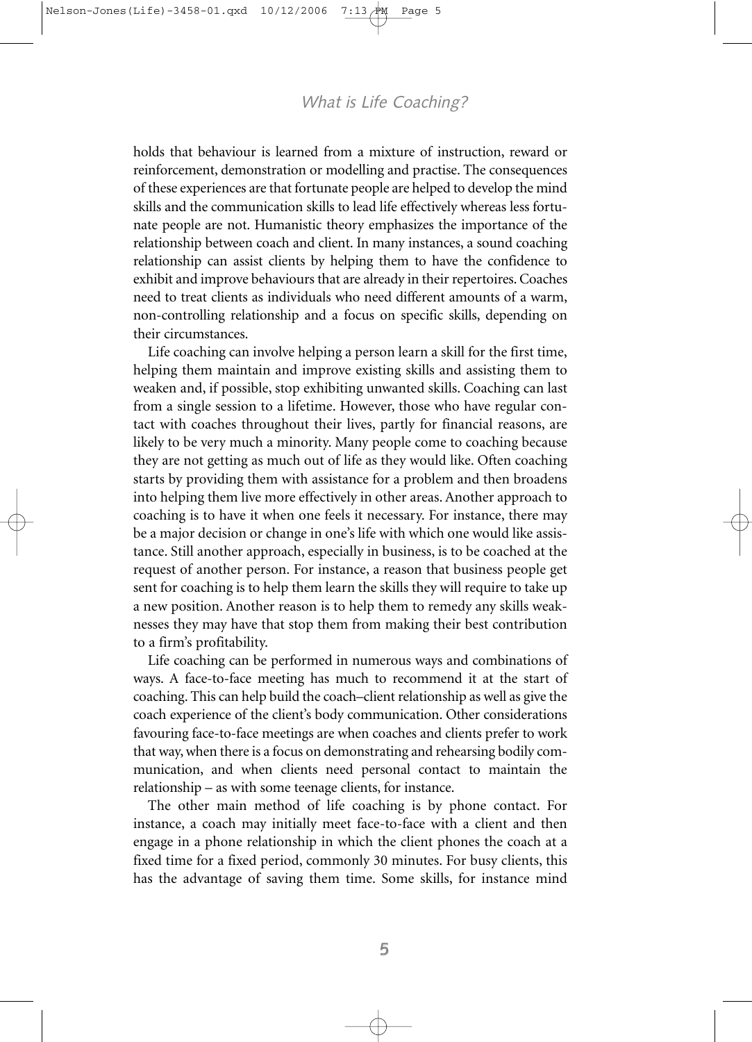holds that behaviour is learned from a mixture of instruction, reward or reinforcement, demonstration or modelling and practise. The consequences of these experiences are that fortunate people are helped to develop the mind skills and the communication skills to lead life effectively whereas less fortunate people are not. Humanistic theory emphasizes the importance of the relationship between coach and client. In many instances, a sound coaching relationship can assist clients by helping them to have the confidence to exhibit and improve behaviours that are already in their repertoires. Coaches need to treat clients as individuals who need different amounts of a warm, non-controlling relationship and a focus on specific skills, depending on their circumstances.

Life coaching can involve helping a person learn a skill for the first time, helping them maintain and improve existing skills and assisting them to weaken and, if possible, stop exhibiting unwanted skills. Coaching can last from a single session to a lifetime. However, those who have regular contact with coaches throughout their lives, partly for financial reasons, are likely to be very much a minority. Many people come to coaching because they are not getting as much out of life as they would like. Often coaching starts by providing them with assistance for a problem and then broadens into helping them live more effectively in other areas. Another approach to coaching is to have it when one feels it necessary. For instance, there may be a major decision or change in one's life with which one would like assistance. Still another approach, especially in business, is to be coached at the request of another person. For instance, a reason that business people get sent for coaching is to help them learn the skills they will require to take up a new position. Another reason is to help them to remedy any skills weaknesses they may have that stop them from making their best contribution to a firm's profitability.

Life coaching can be performed in numerous ways and combinations of ways. A face-to-face meeting has much to recommend it at the start of coaching. This can help build the coach–client relationship as well as give the coach experience of the client's body communication. Other considerations favouring face-to-face meetings are when coaches and clients prefer to work that way, when there is a focus on demonstrating and rehearsing bodily communication, and when clients need personal contact to maintain the relationship – as with some teenage clients, for instance.

The other main method of life coaching is by phone contact. For instance, a coach may initially meet face-to-face with a client and then engage in a phone relationship in which the client phones the coach at a fixed time for a fixed period, commonly 30 minutes. For busy clients, this has the advantage of saving them time. Some skills, for instance mind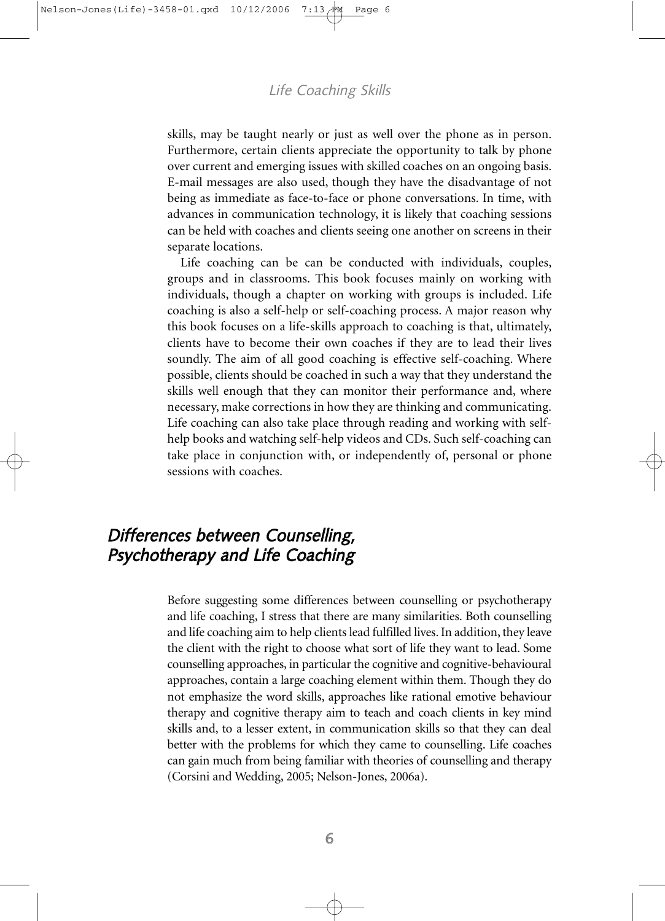skills, may be taught nearly or just as well over the phone as in person. Furthermore, certain clients appreciate the opportunity to talk by phone over current and emerging issues with skilled coaches on an ongoing basis. E-mail messages are also used, though they have the disadvantage of not being as immediate as face-to-face or phone conversations. In time, with advances in communication technology, it is likely that coaching sessions can be held with coaches and clients seeing one another on screens in their separate locations.

Life coaching can be can be conducted with individuals, couples, groups and in classrooms. This book focuses mainly on working with individuals, though a chapter on working with groups is included. Life coaching is also a self-help or self-coaching process. A major reason why this book focuses on a life-skills approach to coaching is that, ultimately, clients have to become their own coaches if they are to lead their lives soundly. The aim of all good coaching is effective self-coaching. Where possible, clients should be coached in such a way that they understand the skills well enough that they can monitor their performance and, where necessary, make corrections in how they are thinking and communicating. Life coaching can also take place through reading and working with self-help books and watching self-help videos and CDs. Such self-coaching can take place in conjunction with, or independently of, personal or phone sessions with coaches.

## *Differences between Counselling, Psychotherapy and Life Coaching*

Before suggesting some differences between counselling or psychotherapy and life coaching, I stress that there are many similarities. Both counselling and life coaching aim to help clients lead fulfilled lives. In addition, they leave the client with the right to choose what sort of life they want to lead. Some counselling approaches, in particular the cognitive and cognitive-behavioural approaches, contain a large coaching element within them. Though they do not emphasize the word skills, approaches like rational emotive behaviour therapy and cognitive therapy aim to teach and coach clients in key mind skills and, to a lesser extent, in communication skills so that they can deal better with the problems for which they came to counselling. Life coaches can gain much from being familiar with theories of counselling and therapy (Corsini and Wedding, 2005; Nelson-Jones, 2006a).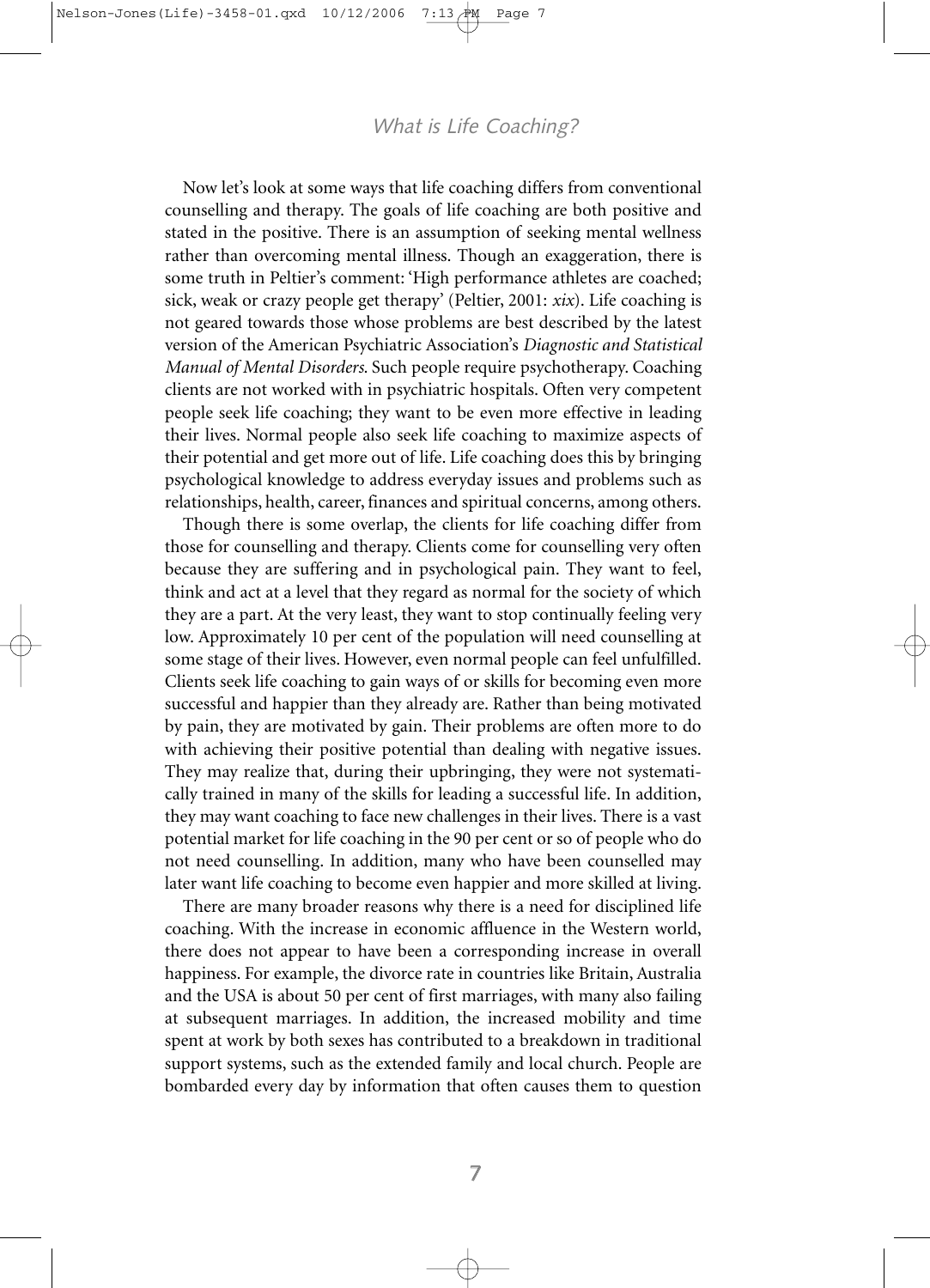Now let's look at some ways that life coaching differs from conventional counselling and therapy. The goals of life coaching are both positive and stated in the positive. There is an assumption of seeking mental wellness rather than overcoming mental illness. Though an exaggeration, there is some truth in Peltier's comment: 'High performance athletes are coached; sick, weak or crazy people get therapy' (Peltier, 2001: *xix*). Life coaching is not geared towards those whose problems are best described by the latest version of the American Psychiatric Association's *Diagnostic and Statistical Manual of Mental Disorders.* Such people require psychotherapy. Coaching clients are not worked with in psychiatric hospitals. Often very competent people seek life coaching; they want to be even more effective in leading their lives. Normal people also seek life coaching to maximize aspects of their potential and get more out of life. Life coaching does this by bringing psychological knowledge to address everyday issues and problems such as relationships, health, career, finances and spiritual concerns, among others.

Though there is some overlap, the clients for life coaching differ from those for counselling and therapy. Clients come for counselling very often because they are suffering and in psychological pain. They want to feel, think and act at a level that they regard as normal for the society of which they are a part. At the very least, they want to stop continually feeling very low. Approximately 10 per cent of the population will need counselling at some stage of their lives. However, even normal people can feel unfulfilled. Clients seek life coaching to gain ways of or skills for becoming even more successful and happier than they already are. Rather than being motivated by pain, they are motivated by gain. Their problems are often more to do with achieving their positive potential than dealing with negative issues. They may realize that, during their upbringing, they were not systematically trained in many of the skills for leading a successful life. In addition, they may want coaching to face new challenges in their lives. There is a vast potential market for life coaching in the 90 per cent or so of people who do not need counselling. In addition, many who have been counselled may later want life coaching to become even happier and more skilled at living.

There are many broader reasons why there is a need for disciplined life coaching. With the increase in economic affluence in the Western world, there does not appear to have been a corresponding increase in overall happiness. For example, the divorce rate in countries like Britain, Australia and the USA is about 50 per cent of first marriages, with many also failing at subsequent marriages. In addition, the increased mobility and time spent at work by both sexes has contributed to a breakdown in traditional support systems, such as the extended family and local church. People are bombarded every day by information that often causes them to question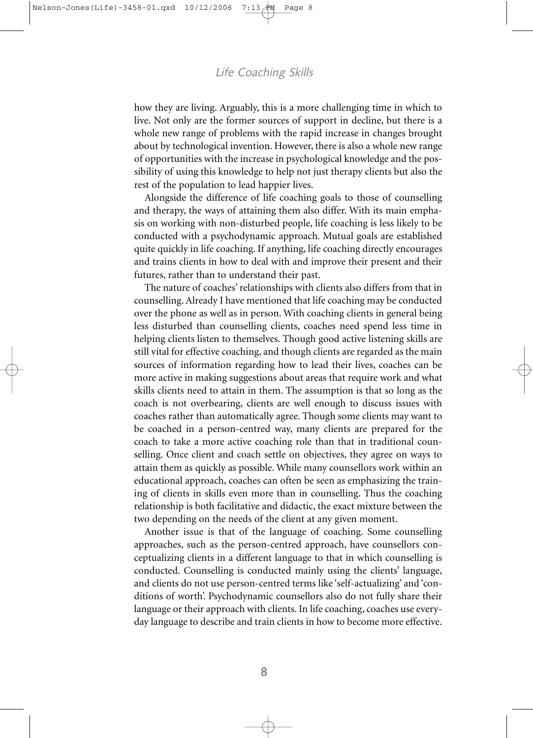how they are living. Arguably, this is a more challenging time in which to live. Not only are the former sources of support in decline, but there is a whole new range of problems with the rapid increase in changes brought about by technological invention. However, there is also a whole new range of opportunities with the increase in psychological knowledge and the possibility of using this knowledge to help not just therapy clients but also the rest of the population to lead happier lives.

Alongside the difference of life coaching goals to those of counselling and therapy, the ways of attaining them also differ. With its main emphasis on working with non-disturbed people, life coaching is less likely to be conducted with a psychodynamic approach. Mutual goals are established quite quickly in life coaching. If anything, life coaching directly encourages and trains clients in how to deal with and improve their present and their futures, rather than to understand their past.

The nature of coaches' relationships with clients also differs from that in counselling. Already I have mentioned that life coaching may be conducted over the phone as well as in person. With coaching clients in general being less disturbed than counselling clients, coaches need spend less time in helping clients listen to themselves. Though good active listening skills are still vital for effective coaching, and though clients are regarded as the main sources of information regarding how to lead their lives, coaches can be more active in making suggestions about areas that require work and what skills clients need to attain in them. The assumption is that so long as the coach is not overbearing, clients are well enough to discuss issues with coaches rather than automatically agree. Though some clients may want to be coached in a person-centred way, many clients are prepared for the coach to take a more active coaching role than that in traditional counselling. Once client and coach settle on objectives, they agree on ways to attain them as quickly as possible. While many counsellors work within an educational approach, coaches can often be seen as emphasizing the training of clients in skills even more than in counselling. Thus the coaching relationship is both facilitative and didactic, the exact mixture between the two depending on the needs of the client at any given moment.

Another issue is that of the language of coaching. Some counselling approaches, such as the person-centred approach, have counsellors conceptualizing clients in a different language to that in which counselling is conducted. Counselling is conducted mainly using the clients' language, and clients do not use person-centred terms like 'self-actualizing' and 'conditions of worth'. Psychodynamic counsellors also do not fully share their language or their approach with clients. In life coaching, coaches use everyday language to describe and train clients in how to become more effective.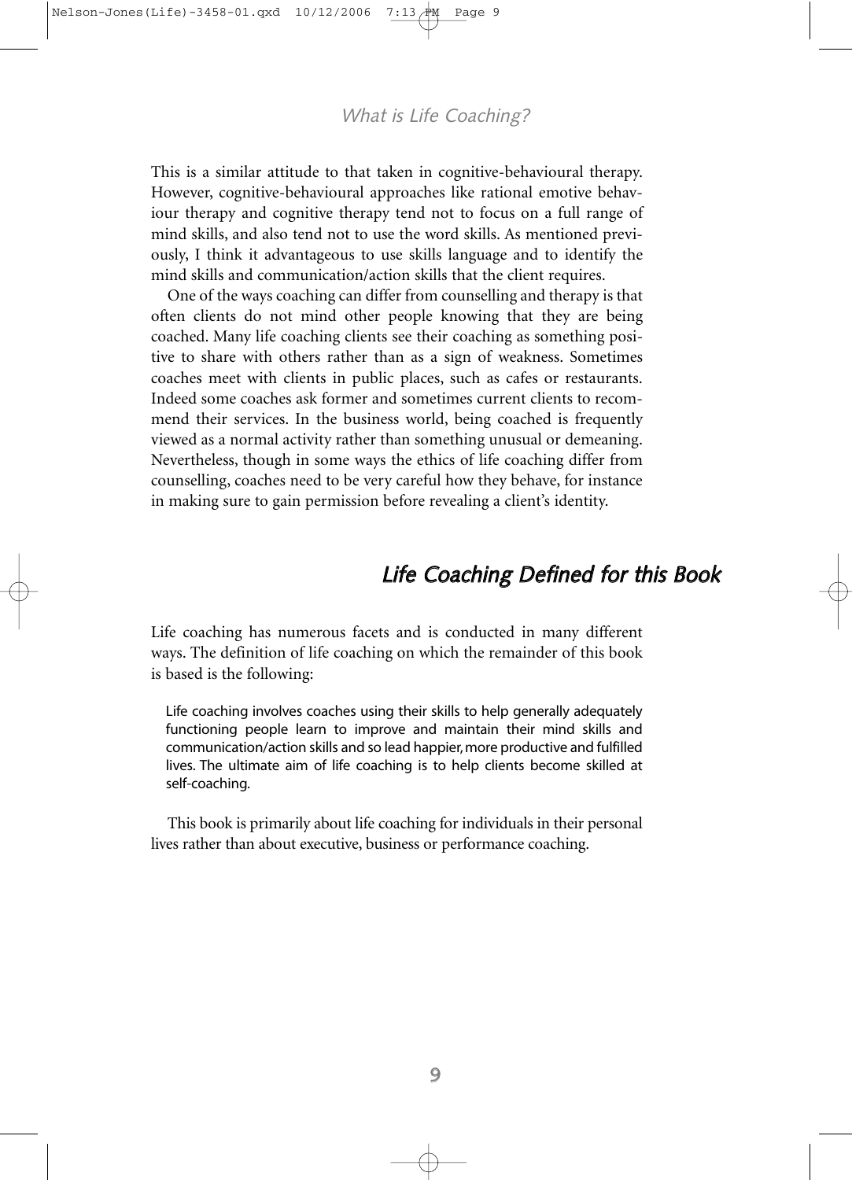This is a similar attitude to that taken in cognitive-behavioural therapy. However, cognitive-behavioural approaches like rational emotive behaviour therapy and cognitive therapy tend not to focus on a full range of mind skills, and also tend not to use the word skills. As mentioned previously, I think it advantageous to use skills language and to identify the mind skills and communication/action skills that the client requires.

One of the ways coaching can differ from counselling and therapy is that often clients do not mind other people knowing that they are being coached. Many life coaching clients see their coaching as something positive to share with others rather than as a sign of weakness. Sometimes coaches meet with clients in public places, such as cafes or restaurants. Indeed some coaches ask former and sometimes current clients to recommend their services. In the business world, being coached is frequently viewed as a normal activity rather than something unusual or demeaning. Nevertheless, though in some ways the ethics of life coaching differ from counselling, coaches need to be very careful how they behave, for instance in making sure to gain permission before revealing a client's identity.

## *Life Coaching Defined for this Book*

Life coaching has numerous facets and is conducted in many different ways. The definition of life coaching on which the remainder of this book is based is the following:

> Life coaching involves coaches using their skills to help generally adequately functioning people learn to improve and maintain their mind skills and communication/action skills and so lead happier, more productive and fulfilled lives. The ultimate aim of life coaching is to help clients become skilled at self-coaching.

This book is primarily about life coaching for individuals in their personal lives rather than about executive, business or performance coaching.